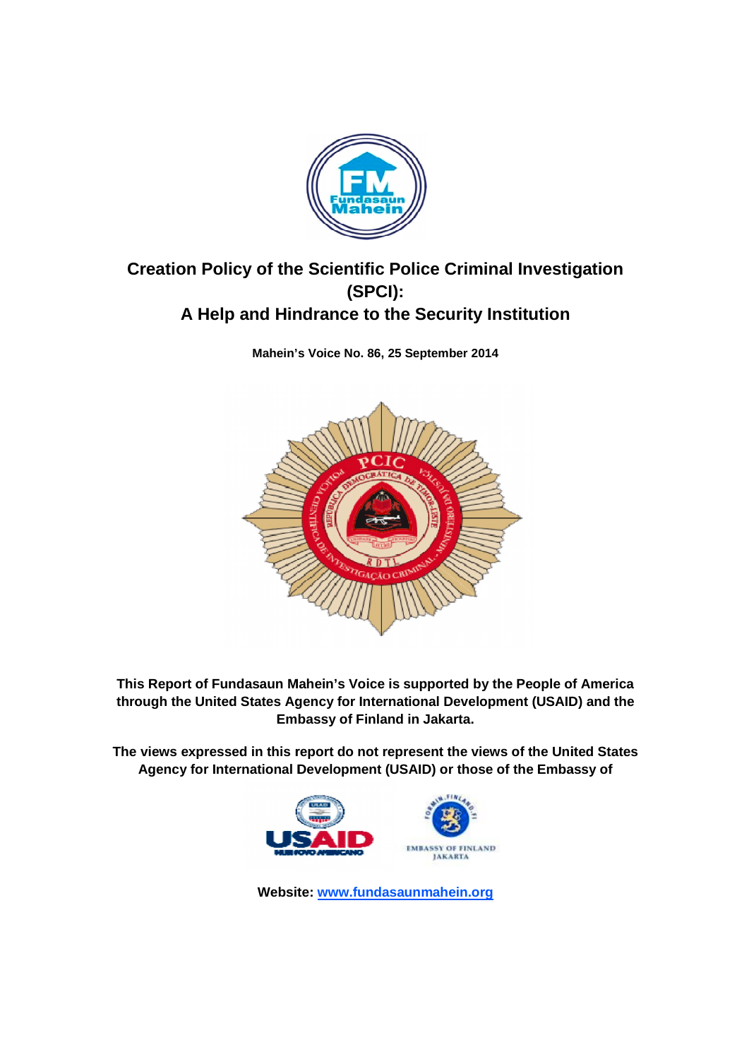# Creation Policy of the Scientific Police Criminal Investigation (SPCI): A Help and Hindrance to the Security Institution

**Mahein's Voice No. 86, 25 September 2014**

**This Report of Fundasaun Mahein's Voice is supported by the People of America through the United States Agency for International Development (USAID) and the Embassy of Finland in Jakarta.**

**The views expressed in this report do not represent the views of the United States Agency for International Development (USAID) or those of the Embassy of**

**Website: [www.fundasaunmahein.org](http://www.fundasaunmahein.org)**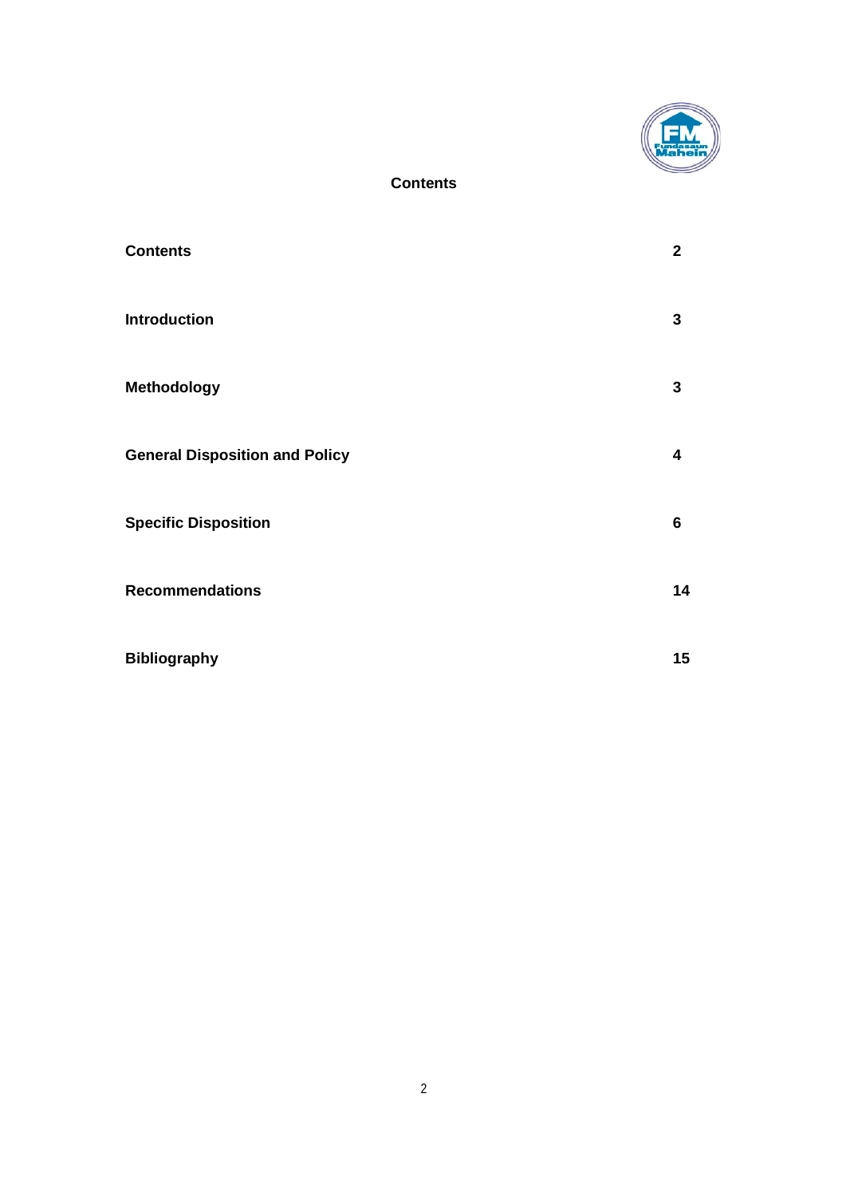# Contents

| | |
|---|---|
| **Contents** | **2** |
| **Introduction** | **3** |
| **Methodology** | **3** |
| **General Disposition and Policy** | **4** |
| **Specific Disposition** | **6** |
| **Recommendations** | **14** |
| **Bibliography** | **15** |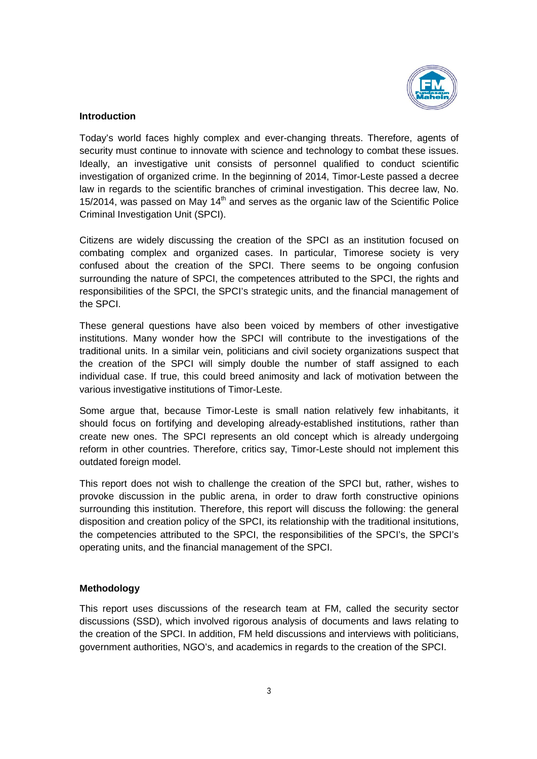## Introduction

Today's world faces highly complex and ever-changing threats. Therefore, agents of security must continue to innovate with science and technology to combat these issues. Ideally, an investigative unit consists of personnel qualified to conduct scientific investigation of organized crime. In the beginning of 2014, Timor-Leste passed a decree law in regards to the scientific branches of criminal investigation. This decree law, No. 15/2014, was passed on May 14th and serves as the organic law of the Scientific Police Criminal Investigation Unit (SPCI).

Citizens are widely discussing the creation of the SPCI as an institution focused on combating complex and organized cases. In particular, Timorese society is very confused about the creation of the SPCI. There seems to be ongoing confusion surrounding the nature of SPCI, the competences attributed to the SPCI, the rights and responsibilities of the SPCI, the SPCI's strategic units, and the financial management of the SPCI.

These general questions have also been voiced by members of other investigative institutions. Many wonder how the SPCI will contribute to the investigations of the traditional units. In a similar vein, politicians and civil society organizations suspect that the creation of the SPCI will simply double the number of staff assigned to each individual case. If true, this could breed animosity and lack of motivation between the various investigative institutions of Timor-Leste.

Some argue that, because Timor-Leste is small nation relatively few inhabitants, it should focus on fortifying and developing already-established institutions, rather than create new ones. The SPCI represents an old concept which is already undergoing reform in other countries. Therefore, critics say, Timor-Leste should not implement this outdated foreign model.

This report does not wish to challenge the creation of the SPCI but, rather, wishes to provoke discussion in the public arena, in order to draw forth constructive opinions surrounding this institution. Therefore, this report will discuss the following: the general disposition and creation policy of the SPCI, its relationship with the traditional insitutions, the competencies attributed to the SPCI, the responsibilities of the SPCI's, the SPCI's operating units, and the financial management of the SPCI.

## Methodology

This report uses discussions of the research team at FM, called the security sector discussions (SSD), which involved rigorous analysis of documents and laws relating to the creation of the SPCI. In addition, FM held discussions and interviews with politicians, government authorities, NGO's, and academics in regards to the creation of the SPCI.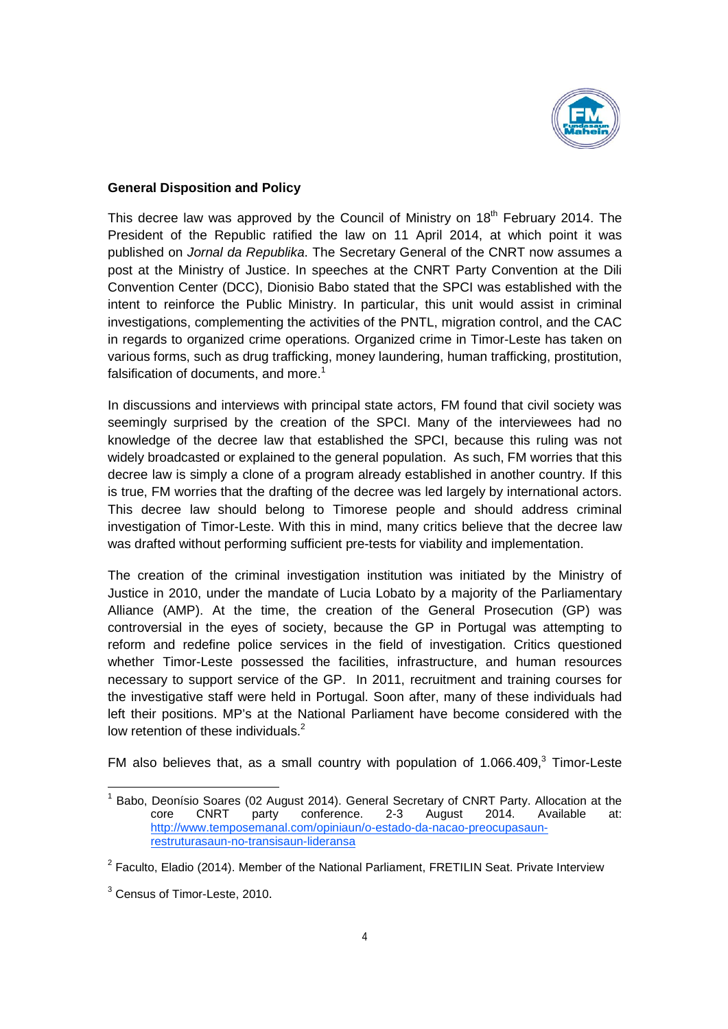### General Disposition and Policy

This decree law was approved by the Council of Ministry on 18th February 2014. The President of the Republic ratified the law on 11 April 2014, at which point it was published on *Jornal da Republika*. The Secretary General of the CNRT now assumes a post at the Ministry of Justice. In speeches at the CNRT Party Convention at the Dili Convention Center (DCC), Dionisio Babo stated that the SPCI was established with the intent to reinforce the Public Ministry. In particular, this unit would assist in criminal investigations, complementing the activities of the PNTL, migration control, and the CAC in regards to organized crime operations. Organized crime in Timor-Leste has taken on various forms, such as drug trafficking, money laundering, human trafficking, prostitution, falsification of documents, and more.[1]

In discussions and interviews with principal state actors, FM found that civil society was seemingly surprised by the creation of the SPCI. Many of the interviewees had no knowledge of the decree law that established the SPCI, because this ruling was not widely broadcasted or explained to the general population. As such, FM worries that this decree law is simply a clone of a program already established in another country. If this is true, FM worries that the drafting of the decree was led largely by international actors. This decree law should belong to Timorese people and should address criminal investigation of Timor-Leste. With this in mind, many critics believe that the decree law was drafted without performing sufficient pre-tests for viability and implementation.

The creation of the criminal investigation institution was initiated by the Ministry of Justice in 2010, under the mandate of Lucia Lobato by a majority of the Parliamentary Alliance (AMP). At the time, the creation of the General Prosecution (GP) was controversial in the eyes of society, because the GP in Portugal was attempting to reform and redefine police services in the field of investigation. Critics questioned whether Timor-Leste possessed the facilities, infrastructure, and human resources necessary to support service of the GP. In 2011, recruitment and training courses for the investigative staff were held in Portugal. Soon after, many of these individuals had left their positions. MP's at the National Parliament have become considered with the low retention of these individuals.[2]

FM also believes that, as a small country with population of 1.066.409,[3] Timor-Leste

---

[1] Babo, Deonísio Soares (02 August 2014). General Secretary of CNRT Party. Allocation at the core CNRT party conference. 2-3 August 2014. Available at: http://www.temposemanal.com/opiniaun/o-estado-da-nacao-preocupasaun-restruturasaun-no-transisaun-lideransa

[2] Faculto, Eladio (2014). Member of the National Parliament, FRETILIN Seat. Private Interview

[3] Census of Timor-Leste, 2010.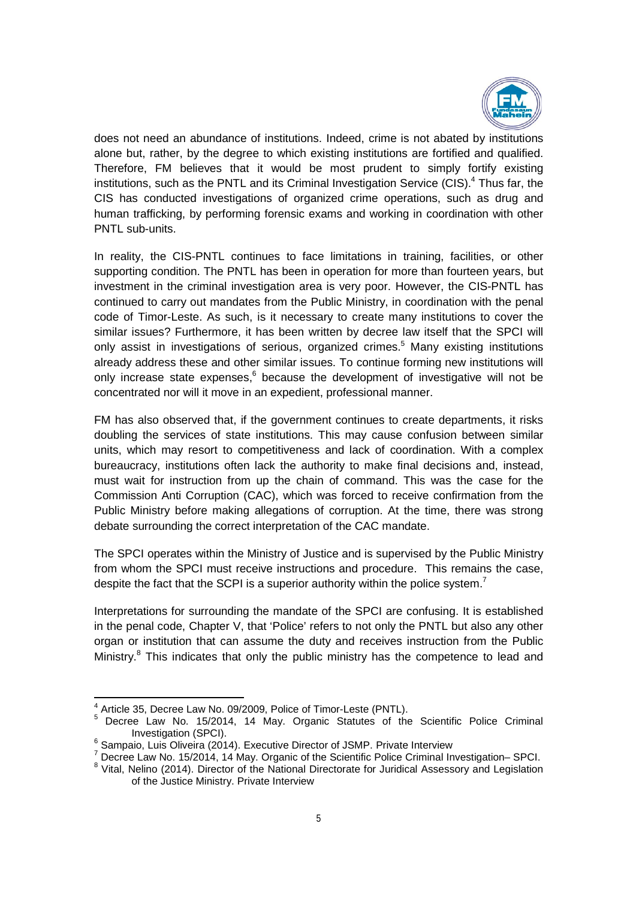does not need an abundance of institutions. Indeed, crime is not abated by institutions alone but, rather, by the degree to which existing institutions are fortified and qualified. Therefore, FM believes that it would be most prudent to simply fortify existing institutions, such as the PNTL and its Criminal Investigation Service (CIS).[4] Thus far, the CIS has conducted investigations of organized crime operations, such as drug and human trafficking, by performing forensic exams and working in coordination with other PNTL sub-units.

In reality, the CIS-PNTL continues to face limitations in training, facilities, or other supporting condition. The PNTL has been in operation for more than fourteen years, but investment in the criminal investigation area is very poor. However, the CIS-PNTL has continued to carry out mandates from the Public Ministry, in coordination with the penal code of Timor-Leste. As such, is it necessary to create many institutions to cover the similar issues? Furthermore, it has been written by decree law itself that the SPCI will only assist in investigations of serious, organized crimes.[5] Many existing institutions already address these and other similar issues. To continue forming new institutions will only increase state expenses,[6] because the development of investigative will not be concentrated nor will it move in an expedient, professional manner.

FM has also observed that, if the government continues to create departments, it risks doubling the services of state institutions. This may cause confusion between similar units, which may resort to competitiveness and lack of coordination. With a complex bureaucracy, institutions often lack the authority to make final decisions and, instead, must wait for instruction from up the chain of command. This was the case for the Commission Anti Corruption (CAC), which was forced to receive confirmation from the Public Ministry before making allegations of corruption. At the time, there was strong debate surrounding the correct interpretation of the CAC mandate.

The SPCI operates within the Ministry of Justice and is supervised by the Public Ministry from whom the SPCI must receive instructions and procedure. This remains the case, despite the fact that the SCPI is a superior authority within the police system.[7]

Interpretations for surrounding the mandate of the SPCI are confusing. It is established in the penal code, Chapter V, that 'Police' refers to not only the PNTL but also any other organ or institution that can assume the duty and receives instruction from the Public Ministry.[8] This indicates that only the public ministry has the competence to lead and

---

[4] Article 35, Decree Law No. 09/2009, Police of Timor-Leste (PNTL).

[5] Decree Law No. 15/2014, 14 May. Organic Statutes of the Scientific Police Criminal Investigation (SPCI).

[6] Sampaio, Luis Oliveira (2014). Executive Director of JSMP. Private Interview

[7] Decree Law No. 15/2014, 14 May. Organic of the Scientific Police Criminal Investigation– SPCI.

[8] Vital, Nelino (2014). Director of the National Directorate for Juridical Assessory and Legislation of the Justice Ministry. Private Interview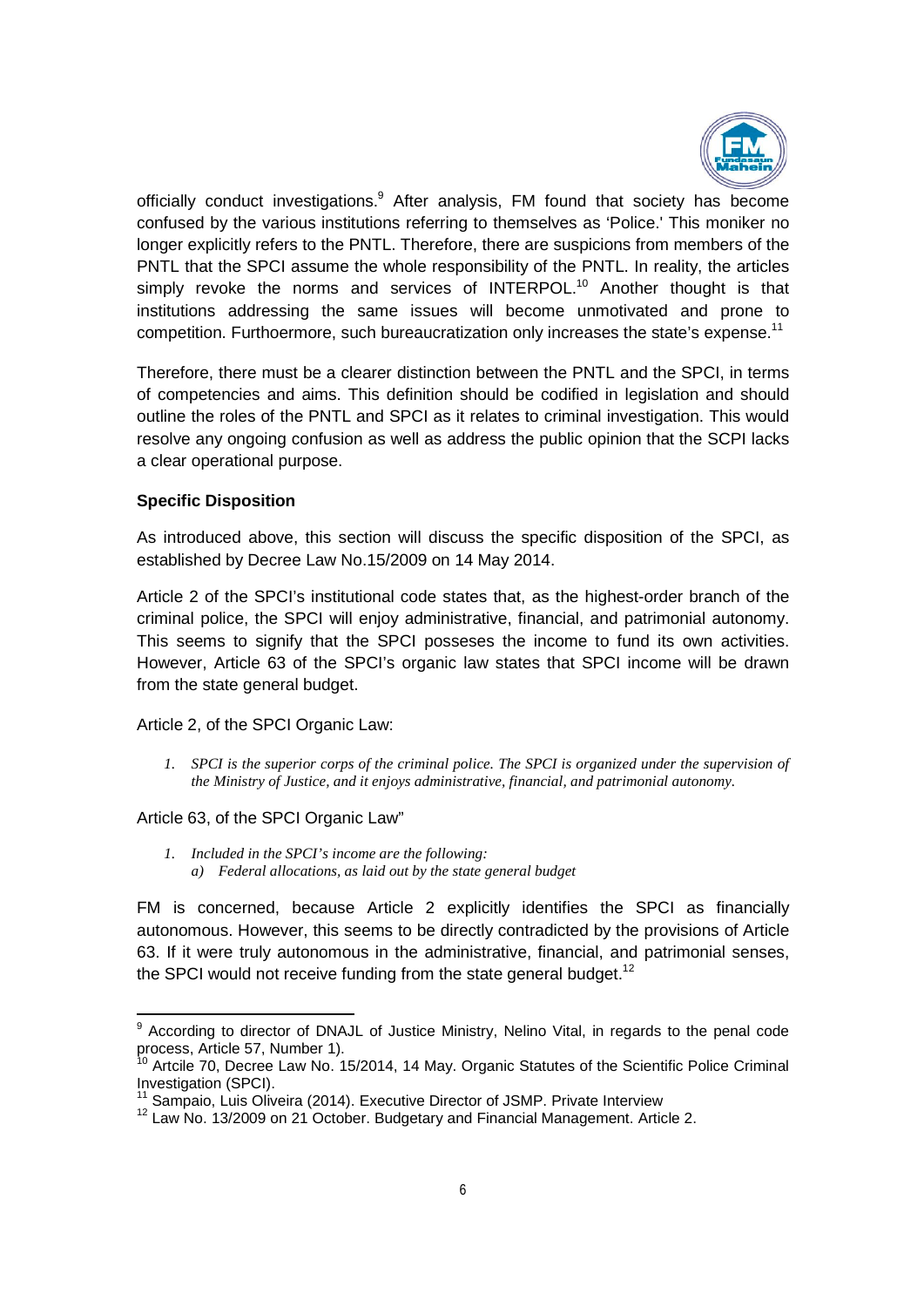officially conduct investigations.[9] After analysis, FM found that society has become confused by the various institutions referring to themselves as 'Police.' This moniker no longer explicitly refers to the PNTL. Therefore, there are suspicions from members of the PNTL that the SPCI assume the whole responsibility of the PNTL. In reality, the articles simply revoke the norms and services of INTERPOL.[10] Another thought is that institutions addressing the same issues will become unmotivated and prone to competition. Furthoermore, such bureaucratization only increases the state's expense.[11]

Therefore, there must be a clearer distinction between the PNTL and the SPCI, in terms of competencies and aims. This definition should be codified in legislation and should outline the roles of the PNTL and SPCI as it relates to criminal investigation. This would resolve any ongoing confusion as well as address the public opinion that the SCPI lacks a clear operational purpose.

**Specific Disposition**

As introduced above, this section will discuss the specific disposition of the SPCI, as established by Decree Law No.15/2009 on 14 May 2014.

Article 2 of the SPCI's institutional code states that, as the highest-order branch of the criminal police, the SPCI will enjoy administrative, financial, and patrimonial autonomy. This seems to signify that the SPCI posseses the income to fund its own activities. However, Article 63 of the SPCI's organic law states that SPCI income will be drawn from the state general budget.

Article 2, of the SPCI Organic Law:

> 1. *SPCI is the superior corps of the criminal police. The SPCI is organized under the supervision of the Ministry of Justice, and it enjoys administrative, financial, and patrimonial autonomy.*

Article 63, of the SPCI Organic Law"

> 1. *Included in the SPCI's income are the following:*
>    a) *Federal allocations, as laid out by the state general budget*

FM is concerned, because Article 2 explicitly identifies the SPCI as financially autonomous. However, this seems to be directly contradicted by the provisions of Article 63. If it were truly autonomous in the administrative, financial, and patrimonial senses, the SPCI would not receive funding from the state general budget.[12]

---

[9] According to director of DNAJL of Justice Ministry, Nelino Vital, in regards to the penal code process, Article 57, Number 1).

[10] Artcile 70, Decree Law No. 15/2014, 14 May. Organic Statutes of the Scientific Police Criminal Investigation (SPCI).

[11] Sampaio, Luis Oliveira (2014). Executive Director of JSMP. Private Interview

[12] Law No. 13/2009 on 21 October. Budgetary and Financial Management. Article 2.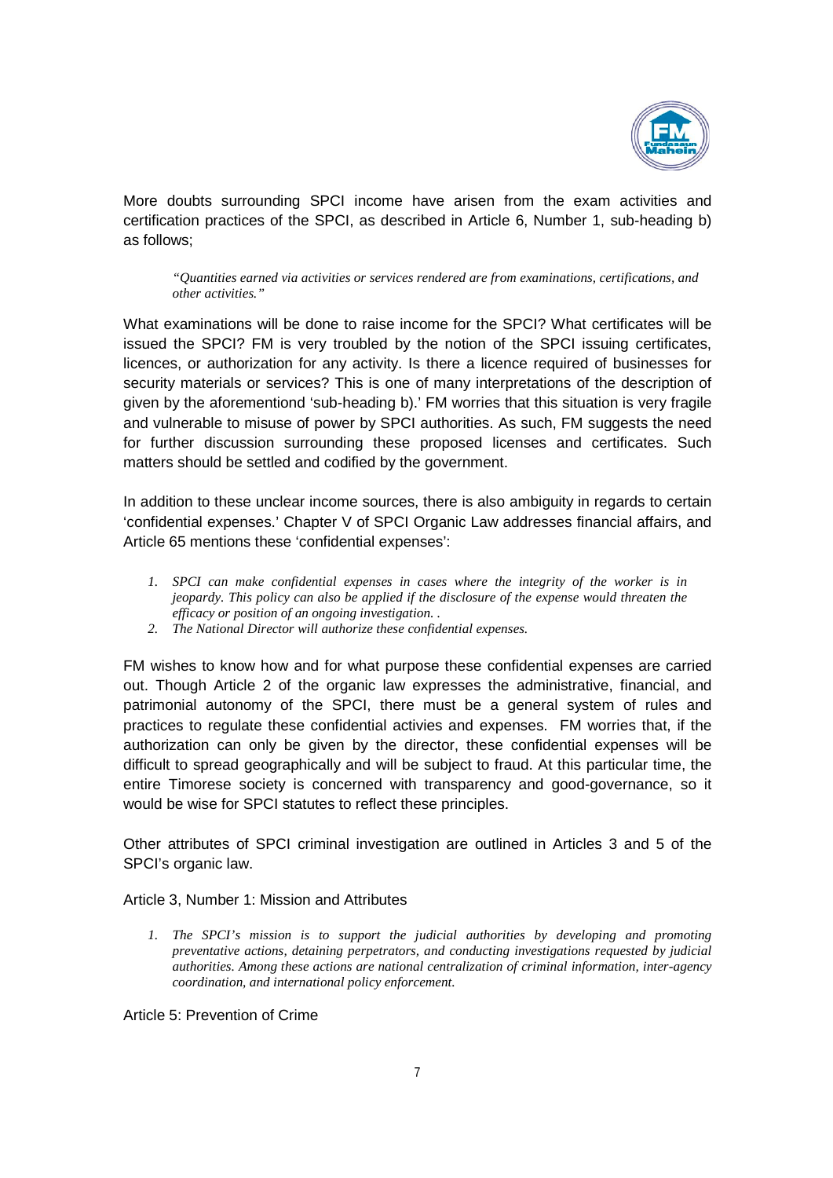More doubts surrounding SPCI income have arisen from the exam activities and certification practices of the SPCI, as described in Article 6, Number 1, sub-heading b) as follows;

> *"Quantities earned via activities or services rendered are from examinations, certifications, and other activities."*

What examinations will be done to raise income for the SPCI? What certificates will be issued the SPCI? FM is very troubled by the notion of the SPCI issuing certificates, licences, or authorization for any activity. Is there a licence required of businesses for security materials or services? This is one of many interpretations of the description of given by the aforementiond 'sub-heading b).' FM worries that this situation is very fragile and vulnerable to misuse of power by SPCI authorities. As such, FM suggests the need for further discussion surrounding these proposed licenses and certificates. Such matters should be settled and codified by the government.

In addition to these unclear income sources, there is also ambiguity in regards to certain 'confidential expenses.' Chapter V of SPCI Organic Law addresses financial affairs, and Article 65 mentions these 'confidential expenses':

1. *SPCI can make confidential expenses in cases where the integrity of the worker is in jeopardy. This policy can also be applied if the disclosure of the expense would threaten the efficacy or position of an ongoing investigation. .*
2. *The National Director will authorize these confidential expenses.*

FM wishes to know how and for what purpose these confidential expenses are carried out. Though Article 2 of the organic law expresses the administrative, financial, and patrimonial autonomy of the SPCI, there must be a general system of rules and practices to regulate these confidential activies and expenses. FM worries that, if the authorization can only be given by the director, these confidential expenses will be difficult to spread geographically and will be subject to fraud. At this particular time, the entire Timorese society is concerned with transparency and good-governance, so it would be wise for SPCI statutes to reflect these principles.

Other attributes of SPCI criminal investigation are outlined in Articles 3 and 5 of the SPCI's organic law.

Article 3, Number 1: Mission and Attributes

1. *The SPCI's mission is to support the judicial authorities by developing and promoting preventative actions, detaining perpetrators, and conducting investigations requested by judicial authorities. Among these actions are national centralization of criminal information, inter-agency coordination, and international policy enforcement.*

Article 5: Prevention of Crime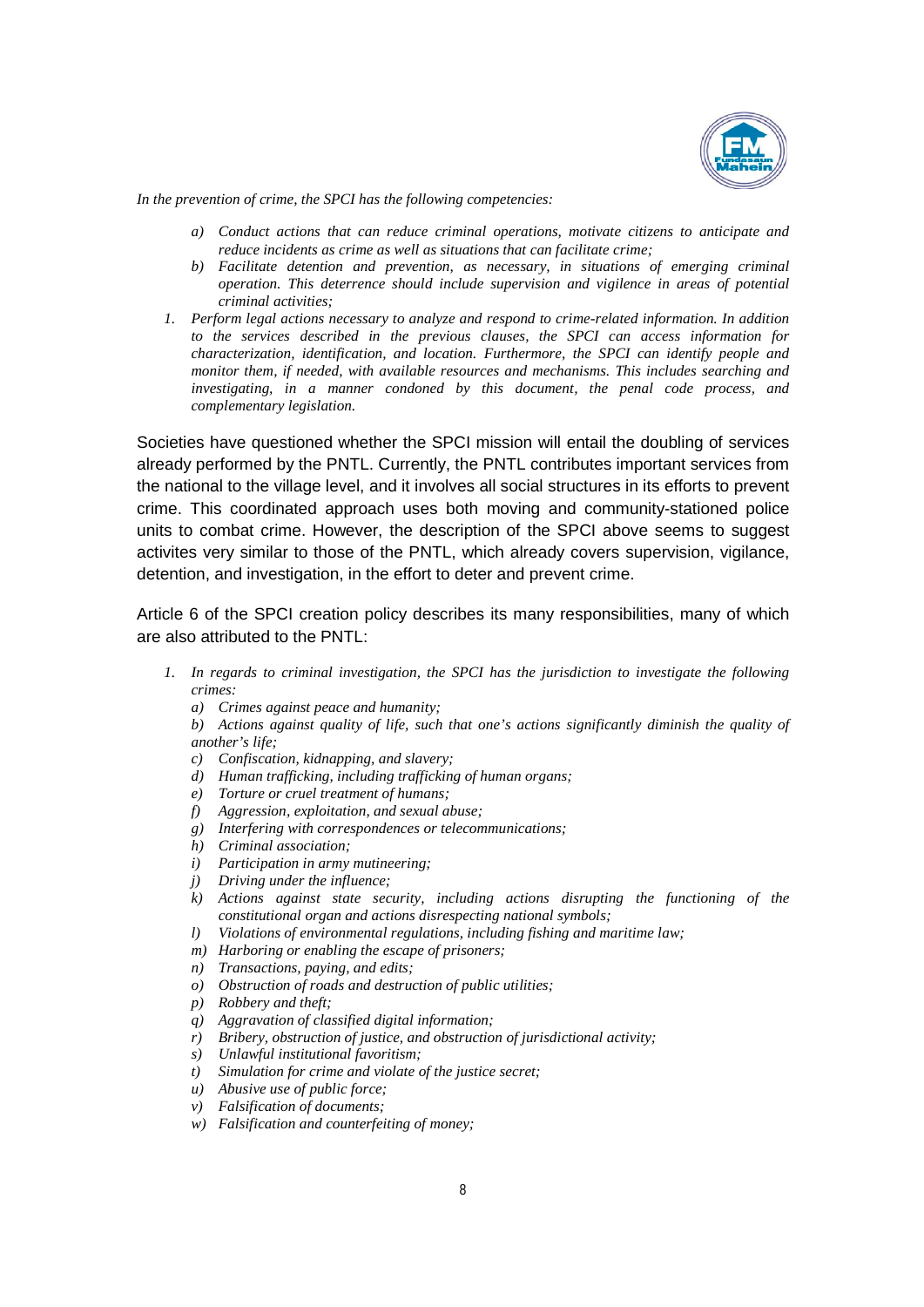*In the prevention of crime, the SPCI has the following competencies:*

> a) *Conduct actions that can reduce criminal operations, motivate citizens to anticipate and reduce incidents as crime as well as situations that can facilitate crime;*
> b) *Facilitate detention and prevention, as necessary, in situations of emerging criminal operation. This deterrence should include supervision and vigilence in areas of potential criminal activities;*

1. *Perform legal actions necessary to analyze and respond to crime-related information. In addition to the services described in the previous clauses, the SPCI can access information for characterization, identification, and location. Furthermore, the SPCI can identify people and monitor them, if needed, with available resources and mechanisms. This includes searching and investigating, in a manner condoned by this document, the penal code process, and complementary legislation.*

Societies have questioned whether the SPCI mission will entail the doubling of services already performed by the PNTL. Currently, the PNTL contributes important services from the national to the village level, and it involves all social structures in its efforts to prevent crime. This coordinated approach uses both moving and community-stationed police units to combat crime. However, the description of the SPCI above seems to suggest activites very similar to those of the PNTL, which already covers supervision, vigilance, detention, and investigation, in the effort to deter and prevent crime.

Article 6 of the SPCI creation policy describes its many responsibilities, many of which are also attributed to the PNTL:

1. *In regards to criminal investigation, the SPCI has the jurisdiction to investigate the following crimes:*
   a) *Crimes against peace and humanity;*
   b) *Actions against quality of life, such that one's actions significantly diminish the quality of another's life;*
   c) *Confiscation, kidnapping, and slavery;*
   d) *Human trafficking, including trafficking of human organs;*
   e) *Torture or cruel treatment of humans;*
   f) *Aggression, exploitation, and sexual abuse;*
   g) *Interfering with correspondences or telecommunications;*
   h) *Criminal association;*
   i) *Participation in army mutineering;*
   j) *Driving under the influence;*
   k) *Actions against state security, including actions disrupting the functioning of the constitutional organ and actions disrespecting national symbols;*
   l) *Violations of environmental regulations, including fishing and maritime law;*
   m) *Harboring or enabling the escape of prisoners;*
   n) *Transactions, paying, and edits;*
   o) *Obstruction of roads and destruction of public utilities;*
   p) *Robbery and theft;*
   q) *Aggravation of classified digital information;*
   r) *Bribery, obstruction of justice, and obstruction of jurisdictional activity;*
   s) *Unlawful institutional favoritism;*
   t) *Simulation for crime and violate of the justice secret;*
   u) *Abusive use of public force;*
   v) *Falsification of documents;*
   w) *Falsification and counterfeiting of money;*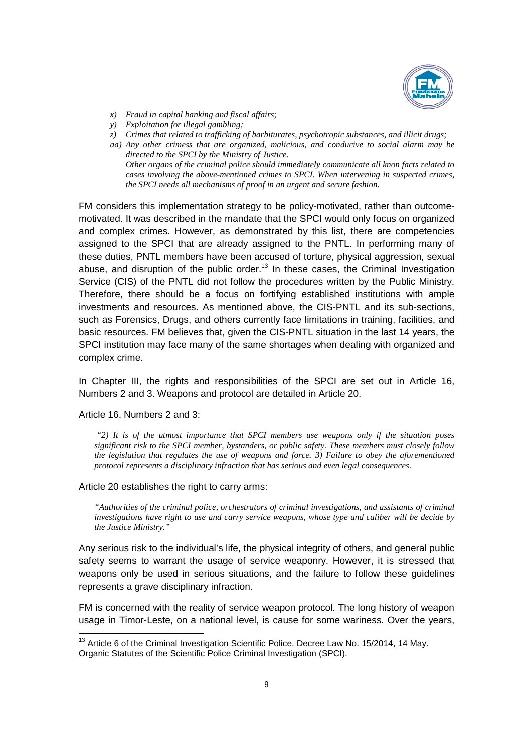*x) Fraud in capital banking and fiscal affairs;*

*y) Exploitation for illegal gambling;*

*z) Crimes that related to trafficking of barbiturates, psychotropic substances, and illicit drugs;*

*aa) Any other crimess that are organized, malicious, and conducive to social alarm may be directed to the SPCI by the Ministry of Justice.*
*Other organs of the criminal police should immediately communicate all knon facts related to cases involving the above-mentioned crimes to SPCI. When intervening in suspected crimes, the SPCI needs all mechanisms of proof in an urgent and secure fashion.*

FM considers this implementation strategy to be policy-motivated, rather than outcome-motivated. It was described in the mandate that the SPCI would only focus on organized and complex crimes. However, as demonstrated by this list, there are competencies assigned to the SPCI that are already assigned to the PNTL. In performing many of these duties, PNTL members have been accused of torture, physical aggression, sexual abuse, and disruption of the public order.[13] In these cases, the Criminal Investigation Service (CIS) of the PNTL did not follow the procedures written by the Public Ministry. Therefore, there should be a focus on fortifying established institutions with ample investments and resources. As mentioned above, the CIS-PNTL and its sub-sections, such as Forensics, Drugs, and others currently face limitations in training, facilities, and basic resources. FM believes that, given the CIS-PNTL situation in the last 14 years, the SPCI institution may face many of the same shortages when dealing with organized and complex crime.

In Chapter III, the rights and responsibilities of the SPCI are set out in Article 16, Numbers 2 and 3. Weapons and protocol are detailed in Article 20.

Article 16, Numbers 2 and 3:

> *"2) It is of the utmost importance that SPCI members use weapons only if the situation poses significant risk to the SPCI member, bystanders, or public safety. These members must closely follow the legislation that regulates the use of weapons and force. 3) Failure to obey the aforementioned protocol represents a disciplinary infraction that has serious and even legal consequences.*

Article 20 establishes the right to carry arms:

> *"Authorities of the criminal police, orchestrators of criminal investigations, and assistants of criminal investigations have right to use and carry service weapons, whose type and caliber will be decide by the Justice Ministry."*

Any serious risk to the individual's life, the physical integrity of others, and general public safety seems to warrant the usage of service weaponry. However, it is stressed that weapons only be used in serious situations, and the failure to follow these guidelines represents a grave disciplinary infraction.

FM is concerned with the reality of service weapon protocol. The long history of weapon usage in Timor-Leste, on a national level, is cause for some wariness. Over the years,

---

[13] Article 6 of the Criminal Investigation Scientific Police. Decree Law No. 15/2014, 14 May. Organic Statutes of the Scientific Police Criminal Investigation (SPCI).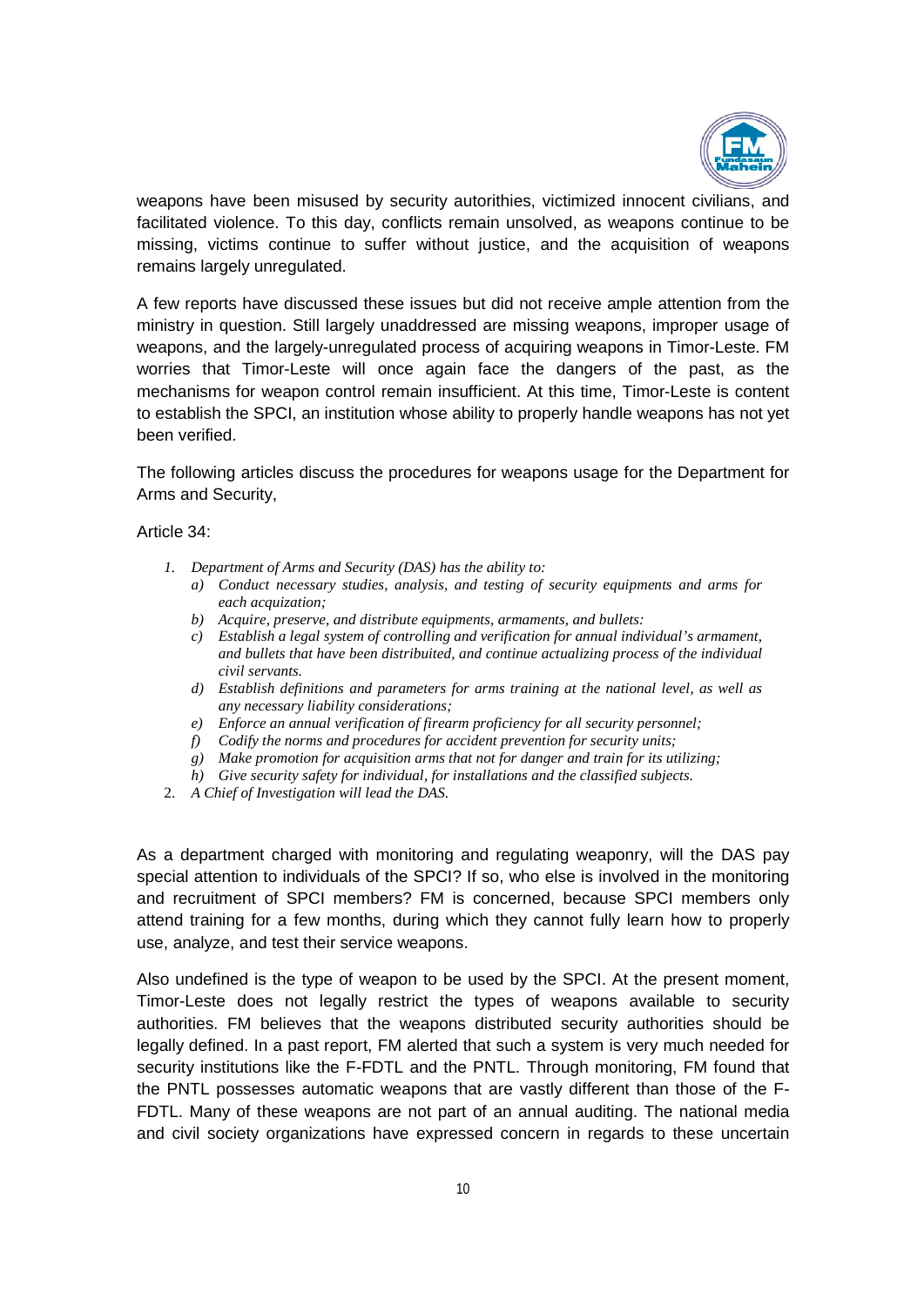weapons have been misused by security autorithies, victimized innocent civilians, and facilitated violence. To this day, conflicts remain unsolved, as weapons continue to be missing, victims continue to suffer without justice, and the acquisition of weapons remains largely unregulated.

A few reports have discussed these issues but did not receive ample attention from the ministry in question. Still largely unaddressed are missing weapons, improper usage of weapons, and the largely-unregulated process of acquiring weapons in Timor-Leste. FM worries that Timor-Leste will once again face the dangers of the past, as the mechanisms for weapon control remain insufficient. At this time, Timor-Leste is content to establish the SPCI, an institution whose ability to properly handle weapons has not yet been verified.

The following articles discuss the procedures for weapons usage for the Department for Arms and Security,

Article 34:

1. *Department of Arms and Security (DAS) has the ability to:*
   a) *Conduct necessary studies, analysis, and testing of security equipments and arms for each acquization;*
   b) *Acquire, preserve, and distribute equipments, armaments, and bullets:*
   c) *Establish a legal system of controlling and verification for annual individual's armament, and bullets that have been distribuited, and continue actualizing process of the individual civil servants.*
   d) *Establish definitions and parameters for arms training at the national level, as well as any necessary liability considerations;*
   e) *Enforce an annual verification of firearm proficiency for all security personnel;*
   f) *Codify the norms and procedures for accident prevention for security units;*
   g) *Make promotion for acquisition arms that not for danger and train for its utilizing;*
   h) *Give security safety for individual, for installations and the classified subjects.*
2. *A Chief of Investigation will lead the DAS.*

As a department charged with monitoring and regulating weaponry, will the DAS pay special attention to individuals of the SPCI? If so, who else is involved in the monitoring and recruitment of SPCI members? FM is concerned, because SPCI members only attend training for a few months, during which they cannot fully learn how to properly use, analyze, and test their service weapons.

Also undefined is the type of weapon to be used by the SPCI. At the present moment, Timor-Leste does not legally restrict the types of weapons available to security authorities. FM believes that the weapons distributed security authorities should be legally defined. In a past report, FM alerted that such a system is very much needed for security institutions like the F-FDTL and the PNTL. Through monitoring, FM found that the PNTL possesses automatic weapons that are vastly different than those of the F-FDTL. Many of these weapons are not part of an annual auditing. The national media and civil society organizations have expressed concern in regards to these uncertain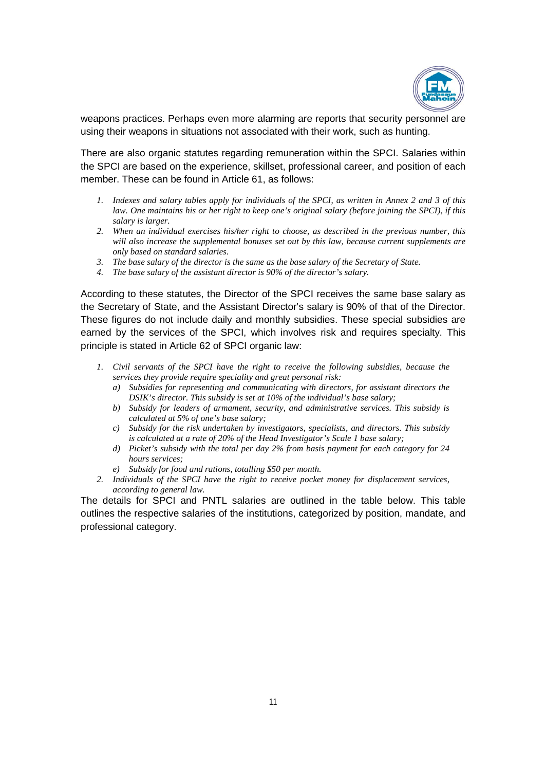weapons practices. Perhaps even more alarming are reports that security personnel are using their weapons in situations not associated with their work, such as hunting.

There are also organic statutes regarding remuneration within the SPCI. Salaries within the SPCI are based on the experience, skillset, professional career, and position of each member. These can be found in Article 61, as follows:

1. *Indexes and salary tables apply for individuals of the SPCI, as written in Annex 2 and 3 of this law. One maintains his or her right to keep one's original salary (before joining the SPCI), if this salary is larger.*
2. *When an individual exercises his/her right to choose, as described in the previous number, this will also increase the supplemental bonuses set out by this law, because current supplements are only based on standard salaries.*
3. *The base salary of the director is the same as the base salary of the Secretary of State.*
4. *The base salary of the assistant director is 90% of the director's salary.*

According to these statutes, the Director of the SPCI receives the same base salary as the Secretary of State, and the Assistant Director's salary is 90% of that of the Director. These figures do not include daily and monthly subsidies. These special subsidies are earned by the services of the SPCI, which involves risk and requires specialty. This principle is stated in Article 62 of SPCI organic law:

1. *Civil servants of the SPCI have the right to receive the following subsidies, because the services they provide require speciality and great personal risk:*
   a) *Subsidies for representing and communicating with directors, for assistant directors the DSIK's director. This subsidy is set at 10% of the individual's base salary;*
   b) *Subsidy for leaders of armament, security, and administrative services. This subsidy is calculated at 5% of one's base salary;*
   c) *Subsidy for the risk undertaken by investigators, specialists, and directors. This subsidy is calculated at a rate of 20% of the Head Investigator's Scale 1 base salary;*
   d) *Picket's subsidy with the total per day 2% from basis payment for each category for 24 hours services;*
   e) *Subsidy for food and rations, totalling $50 per month.*
2. *Individuals of the SPCI have the right to receive pocket money for displacement services, according to general law.*

The details for SPCI and PNTL salaries are outlined in the table below. This table outlines the respective salaries of the institutions, categorized by position, mandate, and professional category.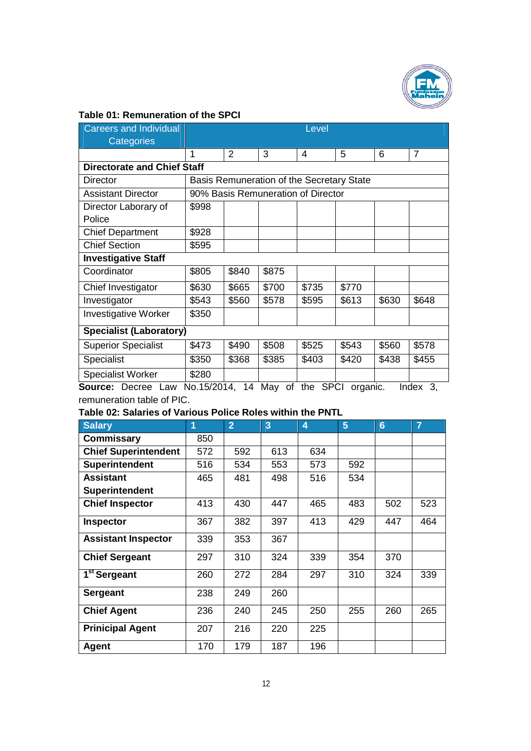**Table 01: Remuneration of the SPCI**

| Careers and Individual Categories | Level | | | | | | |
|---|---|---|---|---|---|---|---|
| | 1 | 2 | 3 | 4 | 5 | 6 | 7 |
| **Directorate and Chief Staff** | | | | | | | |
| Director | Basis Remuneration of the Secretary State | | | | | | |
| Assistant Director | 90% Basis Remuneration of Director | | | | | | |
| Director Laborary of Police | $998 | | | | | | |
| Chief Department | $928 | | | | | | |
| Chief Section | $595 | | | | | | |
| **Investigative Staff** | | | | | | | |
| Coordinator | $805 | $840 | $875 | | | | |
| Chief Investigator | $630 | $665 | $700 | $735 | $770 | | |
| Investigator | $543 | $560 | $578 | $595 | $613 | $630 | $648 |
| Investigative Worker | $350 | | | | | | |
| **Specialist (Laboratory)** | | | | | | | |
| Superior Specialist | $473 | $490 | $508 | $525 | $543 | $560 | $578 |
| Specialist | $350 | $368 | $385 | $403 | $420 | $438 | $455 |
| Specialist Worker | $280 | | | | | | |

**Source:** Decree Law No.15/2014, 14 May of the SPCI organic. Index 3, remuneration table of PIC.

**Table 02: Salaries of Various Police Roles within the PNTL**

| Salary | 1 | 2 | 3 | 4 | 5 | 6 | 7 |
|---|---|---|---|---|---|---|---|
| **Commissary** | 850 | | | | | | |
| **Chief Superintendent** | 572 | 592 | 613 | 634 | | | |
| **Superintendent** | 516 | 534 | 553 | 573 | 592 | | |
| **Assistant Superintendent** | 465 | 481 | 498 | 516 | 534 | | |
| **Chief Inspector** | 413 | 430 | 447 | 465 | 483 | 502 | 523 |
| **Inspector** | 367 | 382 | 397 | 413 | 429 | 447 | 464 |
| **Assistant Inspector** | 339 | 353 | 367 | | | | |
| **Chief Sergeant** | 297 | 310 | 324 | 339 | 354 | 370 | |
| **1st Sergeant** | 260 | 272 | 284 | 297 | 310 | 324 | 339 |
| **Sergeant** | 238 | 249 | 260 | | | | |
| **Chief Agent** | 236 | 240 | 245 | 250 | 255 | 260 | 265 |
| **Prinicipal Agent** | 207 | 216 | 220 | 225 | | | |
| **Agent** | 170 | 179 | 187 | 196 | | | |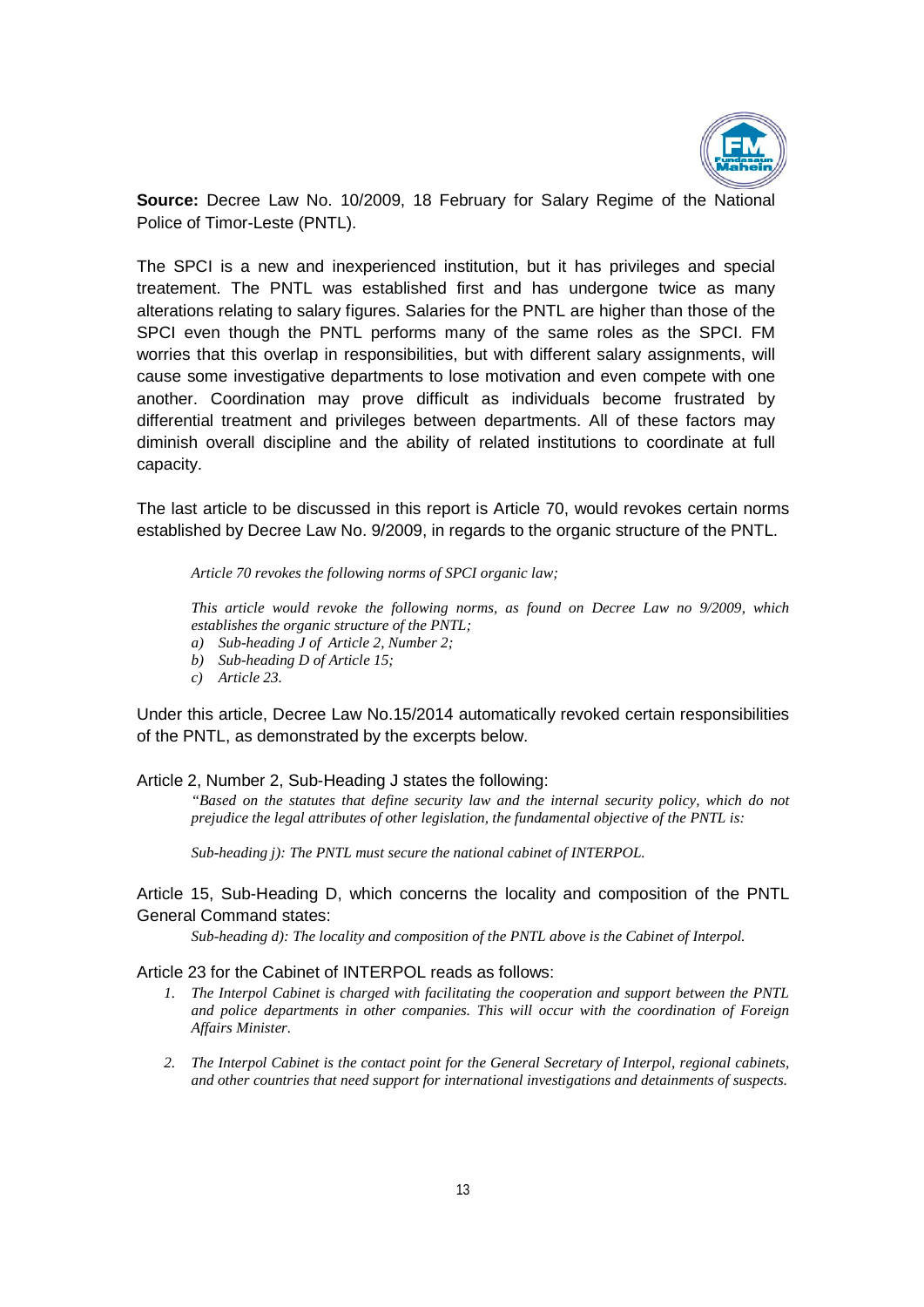**Source:** Decree Law No. 10/2009, 18 February for Salary Regime of the National Police of Timor-Leste (PNTL).

The SPCI is a new and inexperienced institution, but it has privileges and special treatement. The PNTL was established first and has undergone twice as many alterations relating to salary figures. Salaries for the PNTL are higher than those of the SPCI even though the PNTL performs many of the same roles as the SPCI. FM worries that this overlap in responsibilities, but with different salary assignments, will cause some investigative departments to lose motivation and even compete with one another. Coordination may prove difficult as individuals become frustrated by differential treatment and privileges between departments. All of these factors may diminish overall discipline and the ability of related institutions to coordinate at full capacity.

The last article to be discussed in this report is Article 70, would revokes certain norms established by Decree Law No. 9/2009, in regards to the organic structure of the PNTL.

> *Article 70 revokes the following norms of SPCI organic law;*
>
> *This article would revoke the following norms, as found on Decree Law no 9/2009, which establishes the organic structure of the PNTL;*
>
> *a) Sub-heading J of Article 2, Number 2;*
> *b) Sub-heading D of Article 15;*
> *c) Article 23.*

Under this article, Decree Law No.15/2014 automatically revoked certain responsibilities of the PNTL, as demonstrated by the excerpts below.

Article 2, Number 2, Sub-Heading J states the following:

> *"Based on the statutes that define security law and the internal security policy, which do not prejudice the legal attributes of other legislation, the fundamental objective of the PNTL is:*
>
> *Sub-heading j): The PNTL must secure the national cabinet of INTERPOL.*

Article 15, Sub-Heading D, which concerns the locality and composition of the PNTL General Command states:

> *Sub-heading d): The locality and composition of the PNTL above is the Cabinet of Interpol.*

Article 23 for the Cabinet of INTERPOL reads as follows:

> 1. *The Interpol Cabinet is charged with facilitating the cooperation and support between the PNTL and police departments in other companies. This will occur with the coordination of Foreign Affairs Minister.*
>
> 2. *The Interpol Cabinet is the contact point for the General Secretary of Interpol, regional cabinets, and other countries that need support for international investigations and detainments of suspects.*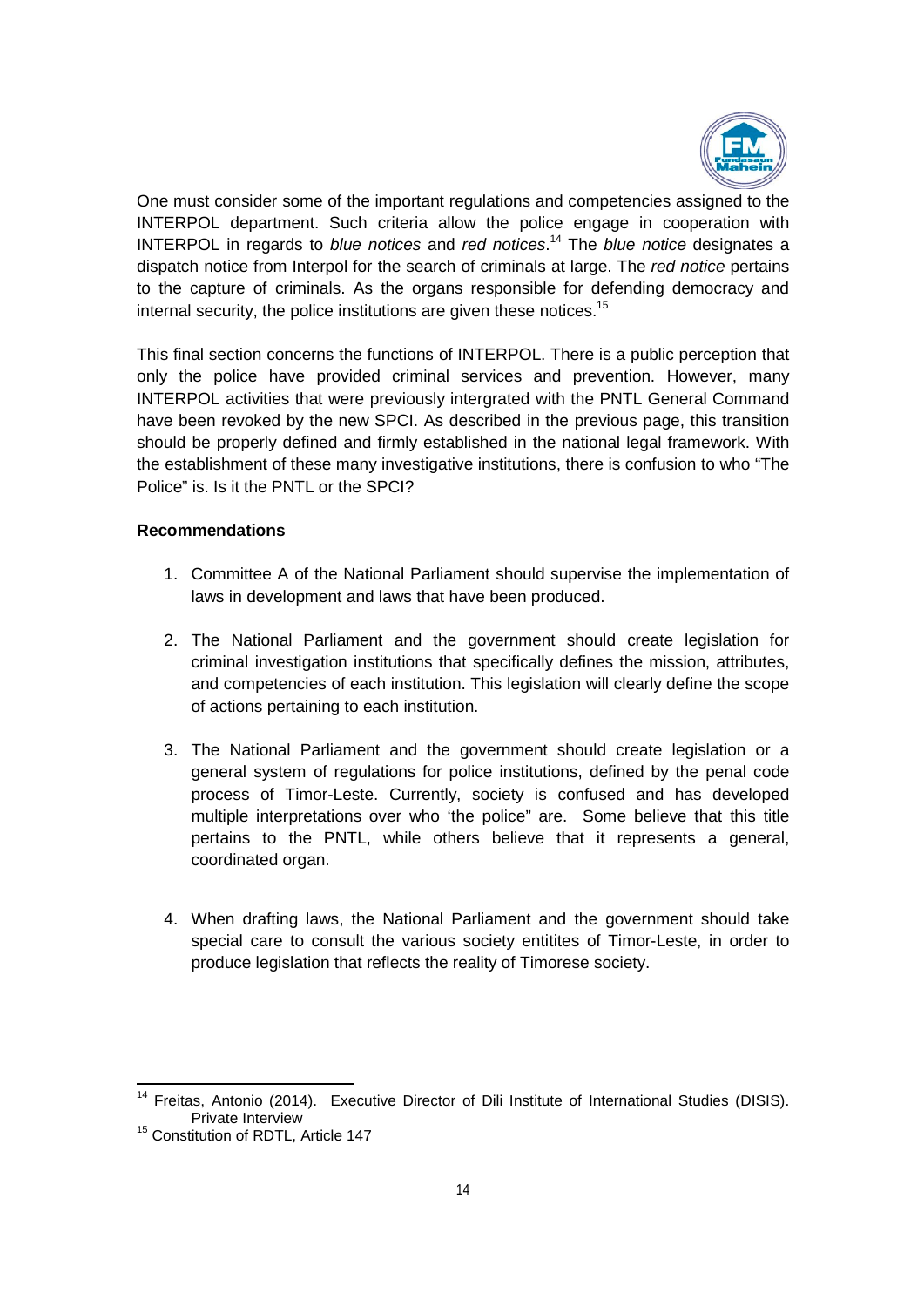One must consider some of the important regulations and competencies assigned to the INTERPOL department. Such criteria allow the police engage in cooperation with INTERPOL in regards to *blue notices* and *red notices*.[14] The *blue notice* designates a dispatch notice from Interpol for the search of criminals at large. The *red notice* pertains to the capture of criminals. As the organs responsible for defending democracy and internal security, the police institutions are given these notices.[15]

This final section concerns the functions of INTERPOL. There is a public perception that only the police have provided criminal services and prevention. However, many INTERPOL activities that were previously intergrated with the PNTL General Command have been revoked by the new SPCI. As described in the previous page, this transition should be properly defined and firmly established in the national legal framework. With the establishment of these many investigative institutions, there is confusion to who "The Police" is. Is it the PNTL or the SPCI?

**Recommendations**

1. Committee A of the National Parliament should supervise the implementation of laws in development and laws that have been produced.

2. The National Parliament and the government should create legislation for criminal investigation institutions that specifically defines the mission, attributes, and competencies of each institution. This legislation will clearly define the scope of actions pertaining to each institution.

3. The National Parliament and the government should create legislation or a general system of regulations for police institutions, defined by the penal code process of Timor-Leste. Currently, society is confused and has developed multiple interpretations over who 'the police" are. Some believe that this title pertains to the PNTL, while others believe that it represents a general, coordinated organ.

4. When drafting laws, the National Parliament and the government should take special care to consult the various society entitites of Timor-Leste, in order to produce legislation that reflects the reality of Timorese society.

---

[14] Freitas, Antonio (2014). Executive Director of Dili Institute of International Studies (DISIS). Private Interview

[15] Constitution of RDTL, Article 147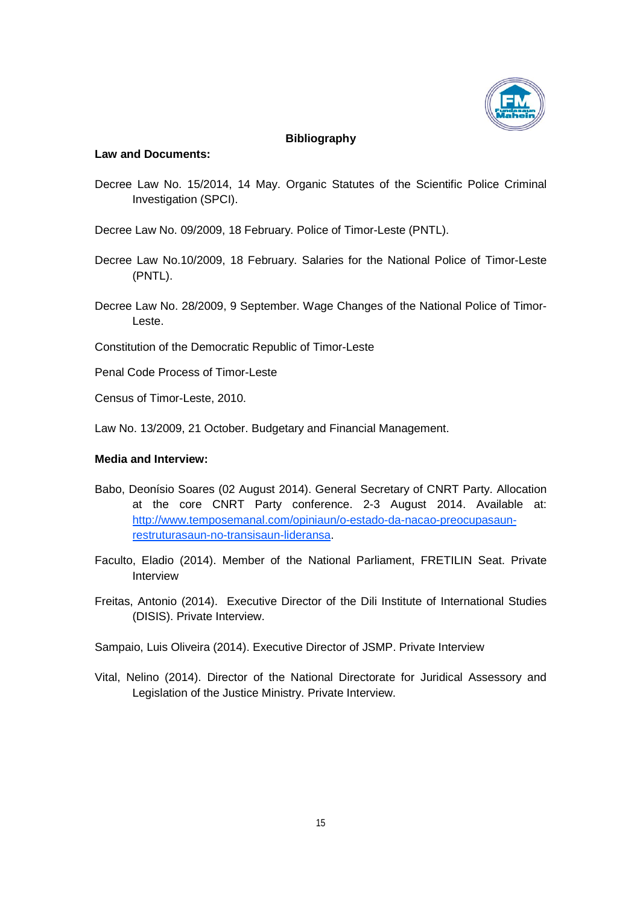# Bibliography

**Law and Documents:**

Decree Law No. 15/2014, 14 May. Organic Statutes of the Scientific Police Criminal Investigation (SPCI).

Decree Law No. 09/2009, 18 February. Police of Timor-Leste (PNTL).

Decree Law No.10/2009, 18 February. Salaries for the National Police of Timor-Leste (PNTL).

Decree Law No. 28/2009, 9 September. Wage Changes of the National Police of Timor-Leste.

Constitution of the Democratic Republic of Timor-Leste

Penal Code Process of Timor-Leste

Census of Timor-Leste, 2010.

Law No. 13/2009, 21 October. Budgetary and Financial Management.

**Media and Interview:**

Babo, Deonísio Soares (02 August 2014). General Secretary of CNRT Party. Allocation at the core CNRT Party conference. 2-3 August 2014. Available at: http://www.temposemanal.com/opiniaun/o-estado-da-nacao-preocupasaun-restruturasaun-no-transisaun-lideransa.

Faculto, Eladio (2014). Member of the National Parliament, FRETILIN Seat. Private Interview

Freitas, Antonio (2014). Executive Director of the Dili Institute of International Studies (DISIS). Private Interview.

Sampaio, Luis Oliveira (2014). Executive Director of JSMP. Private Interview

Vital, Nelino (2014). Director of the National Directorate for Juridical Assessory and Legislation of the Justice Ministry. Private Interview.